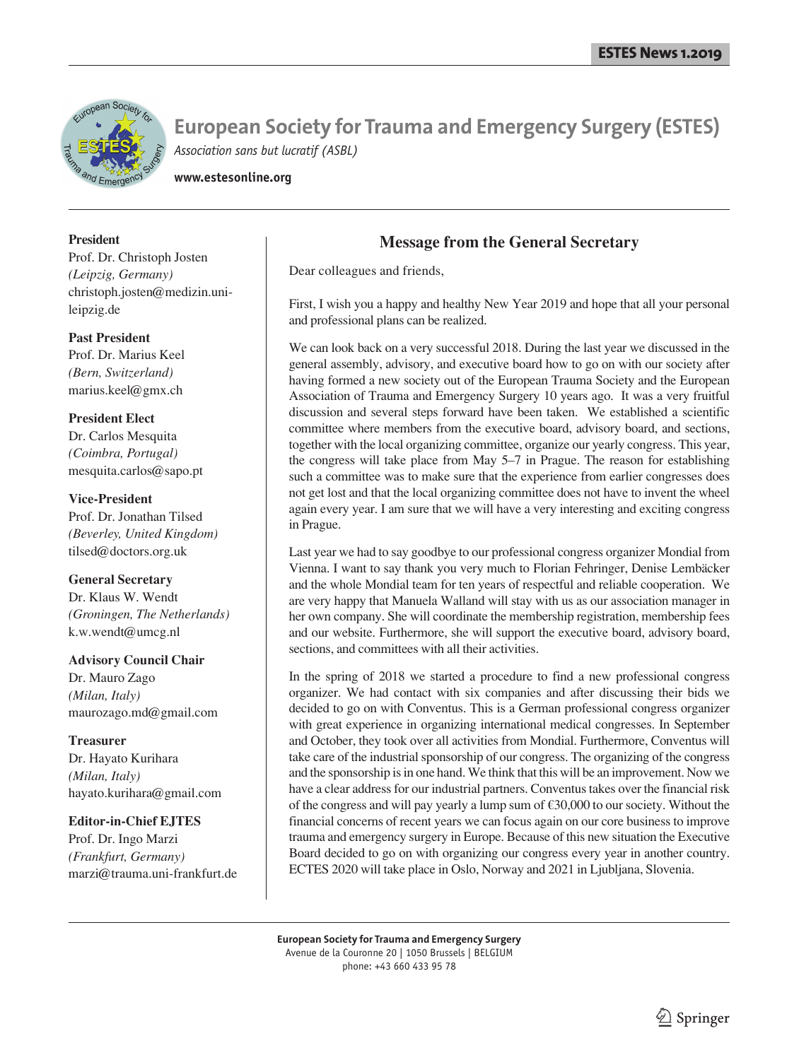# European Society for Trauma and Emergency Surgery (ESTES)

*Association sans but lucratif (ASBL)*

**www.estesonline.org**

**President**
Prof. Dr. Christoph Josten
*(Leipzig, Germany)*
christoph.josten@medizin.uni-leipzig.de

**Past President**
Prof. Dr. Marius Keel
*(Bern, Switzerland)*
marius.keel@gmx.ch

**President Elect**
Dr. Carlos Mesquita
*(Coimbra, Portugal)*
mesquita.carlos@sapo.pt

**Vice-President**
Prof. Dr. Jonathan Tilsed
*(Beverley, United Kingdom)*
tilsed@doctors.org.uk

**General Secretary**
Dr. Klaus W. Wendt
*(Groningen, The Netherlands)*
k.w.wendt@umcg.nl

**Advisory Council Chair**
Dr. Mauro Zago
*(Milan, Italy)*
maurozago.md@gmail.com

**Treasurer**
Dr. Hayato Kurihara
*(Milan, Italy)*
hayato.kurihara@gmail.com

**Editor-in-Chief EJTES**
Prof. Dr. Ingo Marzi
*(Frankfurt, Germany)*
marzi@trauma.uni-frankfurt.de

## Message from the General Secretary

Dear colleagues and friends,

First, I wish you a happy and healthy New Year 2019 and hope that all your personal and professional plans can be realized.

We can look back on a very successful 2018. During the last year we discussed in the general assembly, advisory, and executive board how to go on with our society after having formed a new society out of the European Trauma Society and the European Association of Trauma and Emergency Surgery 10 years ago. It was a very fruitful discussion and several steps forward have been taken. We established a scientific committee where members from the executive board, advisory board, and sections, together with the local organizing committee, organize our yearly congress. This year, the congress will take place from May 5–7 in Prague. The reason for establishing such a committee was to make sure that the experience from earlier congresses does not get lost and that the local organizing committee does not have to invent the wheel again every year. I am sure that we will have a very interesting and exciting congress in Prague.

Last year we had to say goodbye to our professional congress organizer Mondial from Vienna. I want to say thank you very much to Florian Fehringer, Denise Lembäcker and the whole Mondial team for ten years of respectful and reliable cooperation. We are very happy that Manuela Walland will stay with us as our association manager in her own company. She will coordinate the membership registration, membership fees and our website. Furthermore, she will support the executive board, advisory board, sections, and committees with all their activities.

In the spring of 2018 we started a procedure to find a new professional congress organizer. We had contact with six companies and after discussing their bids we decided to go on with Conventus. This is a German professional congress organizer with great experience in organizing international medical congresses. In September and October, they took over all activities from Mondial. Furthermore, Conventus will take care of the industrial sponsorship of our congress. The organizing of the congress and the sponsorship is in one hand. We think that this will be an improvement. Now we have a clear address for our industrial partners. Conventus takes over the financial risk of the congress and will pay yearly a lump sum of €30,000 to our society. Without the financial concerns of recent years we can focus again on our core business to improve trauma and emergency surgery in Europe. Because of this new situation the Executive Board decided to go on with organizing our congress every year in another country. ECTES 2020 will take place in Oslo, Norway and 2021 in Ljubljana, Slovenia.

**European Society for Trauma and Emergency Surgery**
Avenue de la Couronne 20 | 1050 Brussels | BELGIUM
phone: +43 660 433 95 78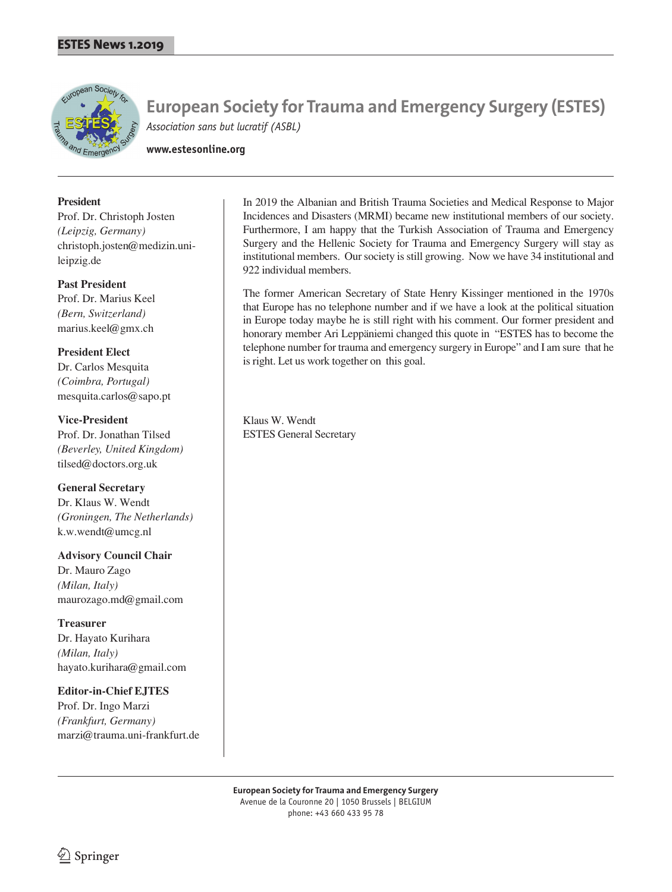# European Society for Trauma and Emergency Surgery (ESTES)

*Association sans but lucratif (ASBL)*

**www.estesonline.org**

**President**
Prof. Dr. Christoph Josten
*(Leipzig, Germany)*
christoph.josten@medizin.uni-leipzig.de

**Past President**
Prof. Dr. Marius Keel
*(Bern, Switzerland)*
marius.keel@gmx.ch

**President Elect**
Dr. Carlos Mesquita
*(Coimbra, Portugal)*
mesquita.carlos@sapo.pt

**Vice-President**
Prof. Dr. Jonathan Tilsed
*(Beverley, United Kingdom)*
tilsed@doctors.org.uk

**General Secretary**
Dr. Klaus W. Wendt
*(Groningen, The Netherlands)*
k.w.wendt@umcg.nl

**Advisory Council Chair**
Dr. Mauro Zago
*(Milan, Italy)*
maurozago.md@gmail.com

**Treasurer**
Dr. Hayato Kurihara
*(Milan, Italy)*
hayato.kurihara@gmail.com

**Editor-in-Chief EJTES**
Prof. Dr. Ingo Marzi
*(Frankfurt, Germany)*
marzi@trauma.uni-frankfurt.de

In 2019 the Albanian and British Trauma Societies and Medical Response to Major Incidences and Disasters (MRMI) became new institutional members of our society. Furthermore, I am happy that the Turkish Association of Trauma and Emergency Surgery and the Hellenic Society for Trauma and Emergency Surgery will stay as institutional members. Our society is still growing. Now we have 34 institutional and 922 individual members.

The former American Secretary of State Henry Kissinger mentioned in the 1970s that Europe has no telephone number and if we have a look at the political situation in Europe today maybe he is still right with his comment. Our former president and honorary member Ari Leppäniemi changed this quote in "ESTES has to become the telephone number for trauma and emergency surgery in Europe" and I am sure that he is right. Let us work together on this goal.

Klaus W. Wendt
ESTES General Secretary

**European Society for Trauma and Emergency Surgery**
Avenue de la Couronne 20 | 1050 Brussels | BELGIUM
phone: +43 660 433 95 78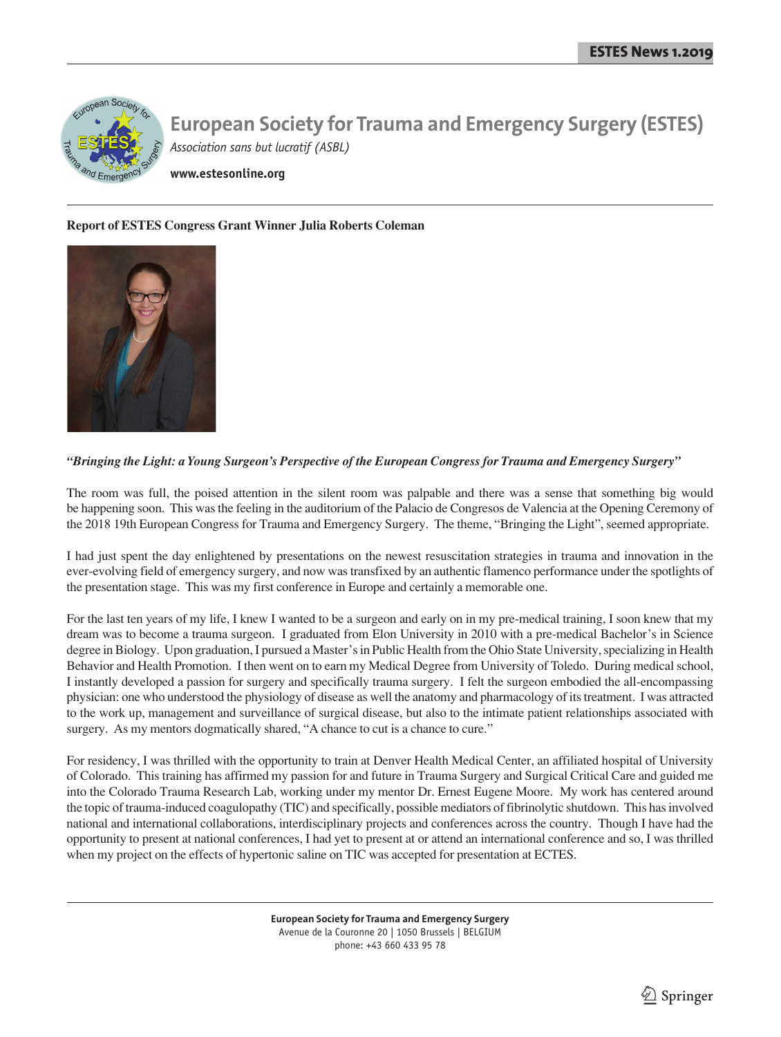# European Society for Trauma and Emergency Surgery (ESTES)

*Association sans but lucratif (ASBL)*

**www.estesonline.org**

**Report of ESTES Congress Grant Winner Julia Roberts Coleman**

***"Bringing the Light: a Young Surgeon's Perspective of the European Congress for Trauma and Emergency Surgery"***

The room was full, the poised attention in the silent room was palpable and there was a sense that something big would be happening soon. This was the feeling in the auditorium of the Palacio de Congresos de Valencia at the Opening Ceremony of the 2018 19th European Congress for Trauma and Emergency Surgery. The theme, "Bringing the Light", seemed appropriate.

I had just spent the day enlightened by presentations on the newest resuscitation strategies in trauma and innovation in the ever-evolving field of emergency surgery, and now was transfixed by an authentic flamenco performance under the spotlights of the presentation stage. This was my first conference in Europe and certainly a memorable one.

For the last ten years of my life, I knew I wanted to be a surgeon and early on in my pre-medical training, I soon knew that my dream was to become a trauma surgeon. I graduated from Elon University in 2010 with a pre-medical Bachelor's in Science degree in Biology. Upon graduation, I pursued a Master's in Public Health from the Ohio State University, specializing in Health Behavior and Health Promotion. I then went on to earn my Medical Degree from University of Toledo. During medical school, I instantly developed a passion for surgery and specifically trauma surgery. I felt the surgeon embodied the all-encompassing physician: one who understood the physiology of disease as well the anatomy and pharmacology of its treatment. I was attracted to the work up, management and surveillance of surgical disease, but also to the intimate patient relationships associated with surgery. As my mentors dogmatically shared, "A chance to cut is a chance to cure."

For residency, I was thrilled with the opportunity to train at Denver Health Medical Center, an affiliated hospital of University of Colorado. This training has affirmed my passion for and future in Trauma Surgery and Surgical Critical Care and guided me into the Colorado Trauma Research Lab, working under my mentor Dr. Ernest Eugene Moore. My work has centered around the topic of trauma-induced coagulopathy (TIC) and specifically, possible mediators of fibrinolytic shutdown. This has involved national and international collaborations, interdisciplinary projects and conferences across the country. Though I have had the opportunity to present at national conferences, I had yet to present at or attend an international conference and so, I was thrilled when my project on the effects of hypertonic saline on TIC was accepted for presentation at ECTES.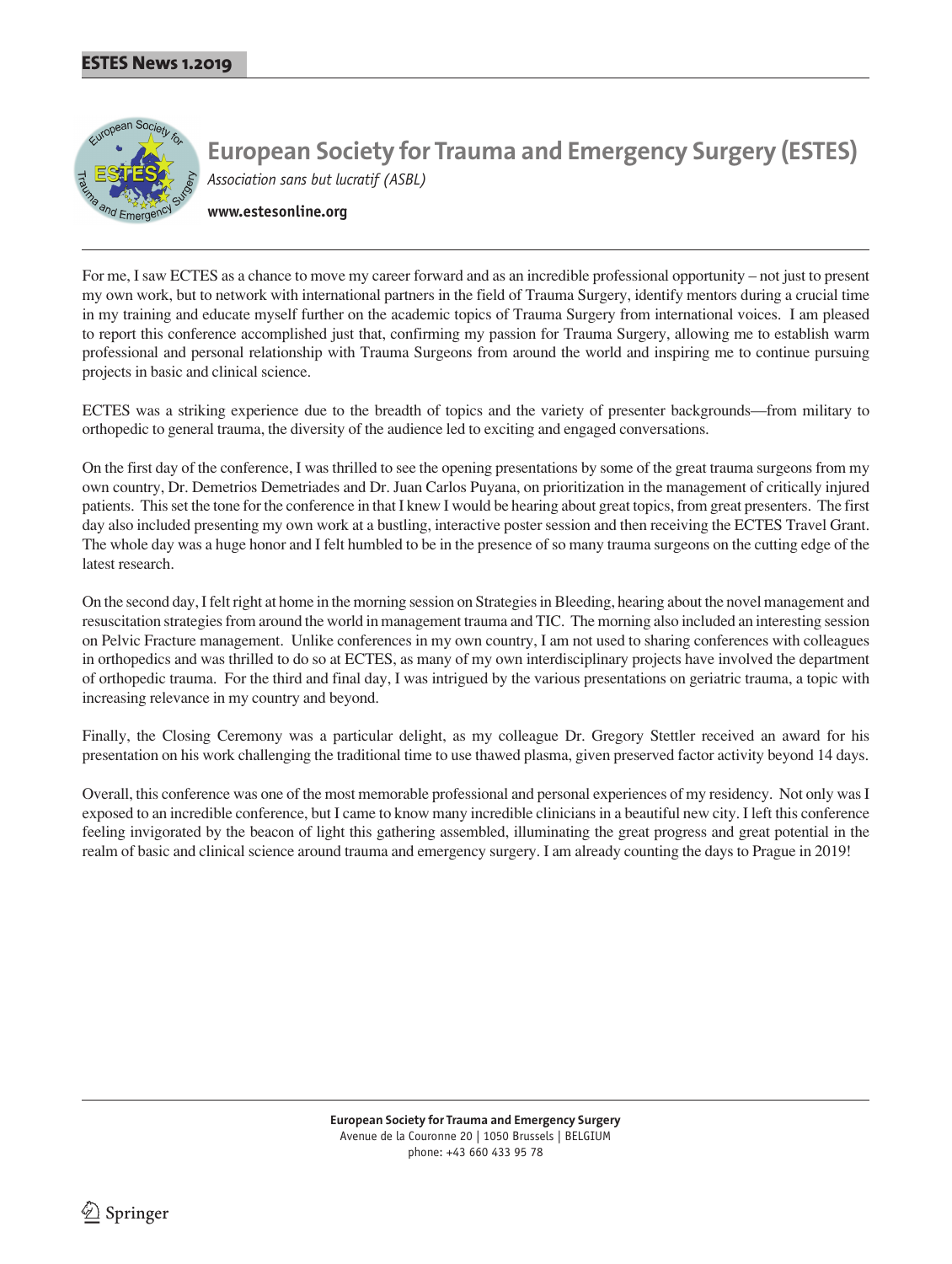For me, I saw ECTES as a chance to move my career forward and as an incredible professional opportunity – not just to present my own work, but to network with international partners in the field of Trauma Surgery, identify mentors during a crucial time in my training and educate myself further on the academic topics of Trauma Surgery from international voices. I am pleased to report this conference accomplished just that, confirming my passion for Trauma Surgery, allowing me to establish warm professional and personal relationship with Trauma Surgeons from around the world and inspiring me to continue pursuing projects in basic and clinical science.

ECTES was a striking experience due to the breadth of topics and the variety of presenter backgrounds—from military to orthopedic to general trauma, the diversity of the audience led to exciting and engaged conversations.

On the first day of the conference, I was thrilled to see the opening presentations by some of the great trauma surgeons from my own country, Dr. Demetrios Demetriades and Dr. Juan Carlos Puyana, on prioritization in the management of critically injured patients. This set the tone for the conference in that I knew I would be hearing about great topics, from great presenters. The first day also included presenting my own work at a bustling, interactive poster session and then receiving the ECTES Travel Grant. The whole day was a huge honor and I felt humbled to be in the presence of so many trauma surgeons on the cutting edge of the latest research.

On the second day, I felt right at home in the morning session on Strategies in Bleeding, hearing about the novel management and resuscitation strategies from around the world in management trauma and TIC. The morning also included an interesting session on Pelvic Fracture management. Unlike conferences in my own country, I am not used to sharing conferences with colleagues in orthopedics and was thrilled to do so at ECTES, as many of my own interdisciplinary projects have involved the department of orthopedic trauma. For the third and final day, I was intrigued by the various presentations on geriatric trauma, a topic with increasing relevance in my country and beyond.

Finally, the Closing Ceremony was a particular delight, as my colleague Dr. Gregory Stettler received an award for his presentation on his work challenging the traditional time to use thawed plasma, given preserved factor activity beyond 14 days.

Overall, this conference was one of the most memorable professional and personal experiences of my residency. Not only was I exposed to an incredible conference, but I came to know many incredible clinicians in a beautiful new city. I left this conference feeling invigorated by the beacon of light this gathering assembled, illuminating the great progress and great potential in the realm of basic and clinical science around trauma and emergency surgery. I am already counting the days to Prague in 2019!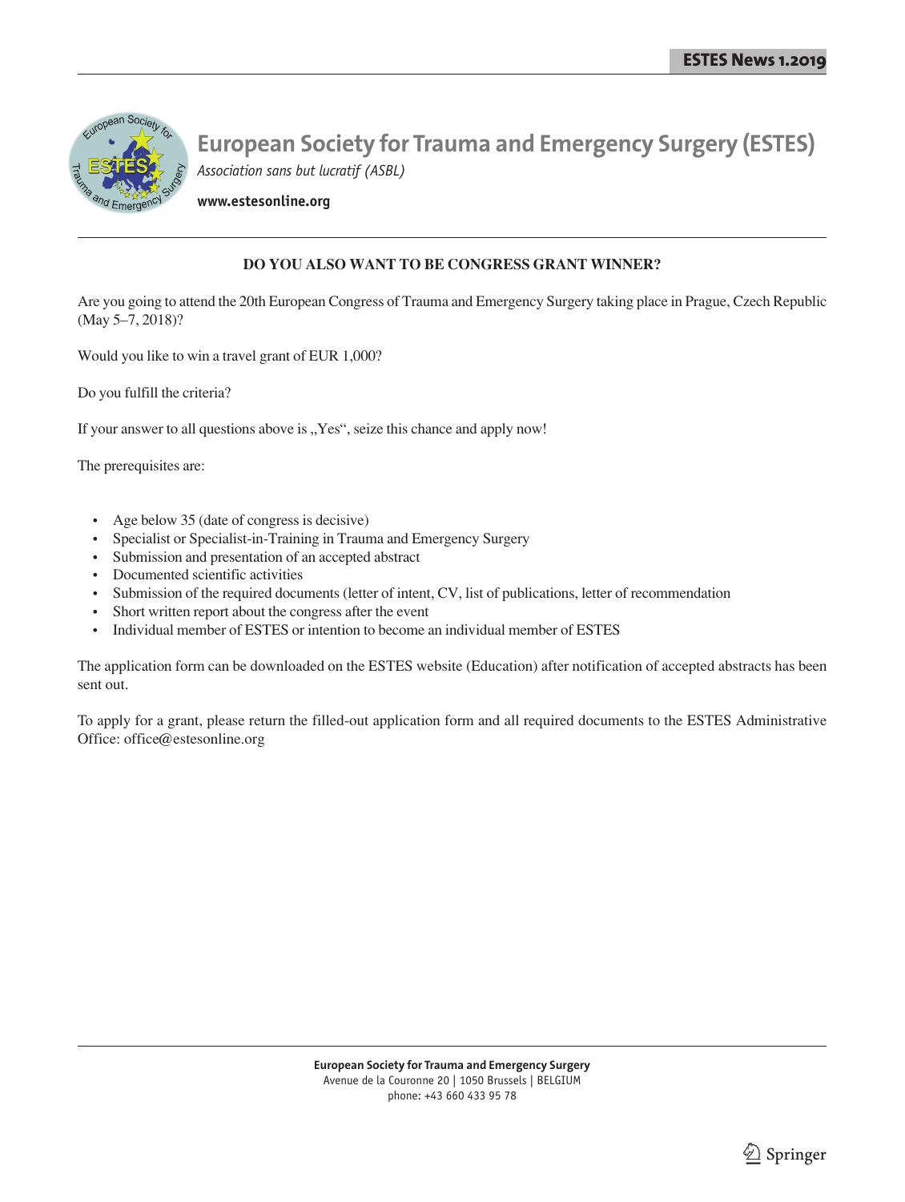# European Society for Trauma and Emergency Surgery (ESTES)

*Association sans but lucratif (ASBL)*

**www.estesonline.org**

**DO YOU ALSO WANT TO BE CONGRESS GRANT WINNER?**

Are you going to attend the 20th European Congress of Trauma and Emergency Surgery taking place in Prague, Czech Republic (May 5–7, 2018)?

Would you like to win a travel grant of EUR 1,000?

Do you fulfill the criteria?

If your answer to all questions above is „Yes“, seize this chance and apply now!

The prerequisites are:

- Age below 35 (date of congress is decisive)
- Specialist or Specialist-in-Training in Trauma and Emergency Surgery
- Submission and presentation of an accepted abstract
- Documented scientific activities
- Submission of the required documents (letter of intent, CV, list of publications, letter of recommendation
- Short written report about the congress after the event
- Individual member of ESTES or intention to become an individual member of ESTES

The application form can be downloaded on the ESTES website (Education) after notification of accepted abstracts has been sent out.

To apply for a grant, please return the filled-out application form and all required documents to the ESTES Administrative Office: office@estesonline.org

**European Society for Trauma and Emergency Surgery**
Avenue de la Couronne 20 | 1050 Brussels | BELGIUM
phone: +43 660 433 95 78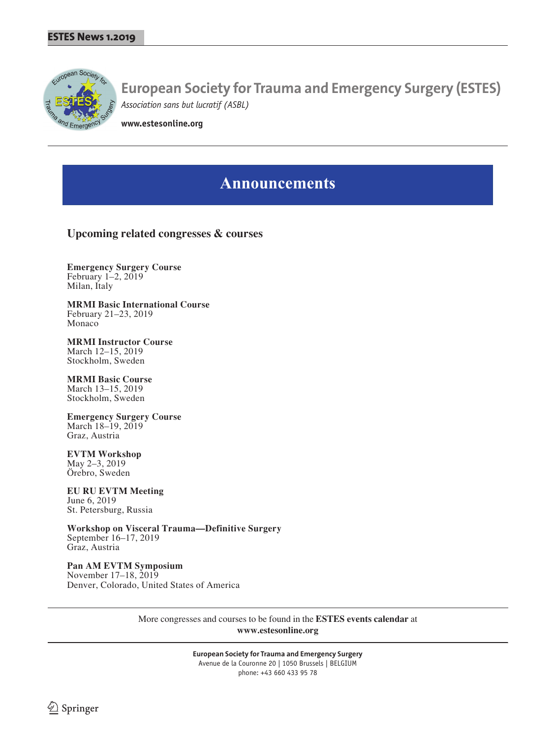# European Society for Trauma and Emergency Surgery (ESTES)

*Association sans but lucratif (ASBL)*

**www.estesonline.org**

## Announcements

### Upcoming related congresses & courses

**Emergency Surgery Course**
February 1–2, 2019
Milan, Italy

**MRMI Basic International Course**
February 21–23, 2019
Monaco

**MRMI Instructor Course**
March 12–15, 2019
Stockholm, Sweden

**MRMI Basic Course**
March 13–15, 2019
Stockholm, Sweden

**Emergency Surgery Course**
March 18–19, 2019
Graz, Austria

**EVTM Workshop**
May 2–3, 2019
Örebro, Sweden

**EU RU EVTM Meeting**
June 6, 2019
St. Petersburg, Russia

**Workshop on Visceral Trauma—Definitive Surgery**
September 16–17, 2019
Graz, Austria

**Pan AM EVTM Symposium**
November 17–18, 2019
Denver, Colorado, United States of America

---

More congresses and courses to be found in the **ESTES events calendar** at
**www.estesonline.org**

---

**European Society for Trauma and Emergency Surgery**
Avenue de la Couronne 20 | 1050 Brussels | BELGIUM
phone: +43 660 433 95 78